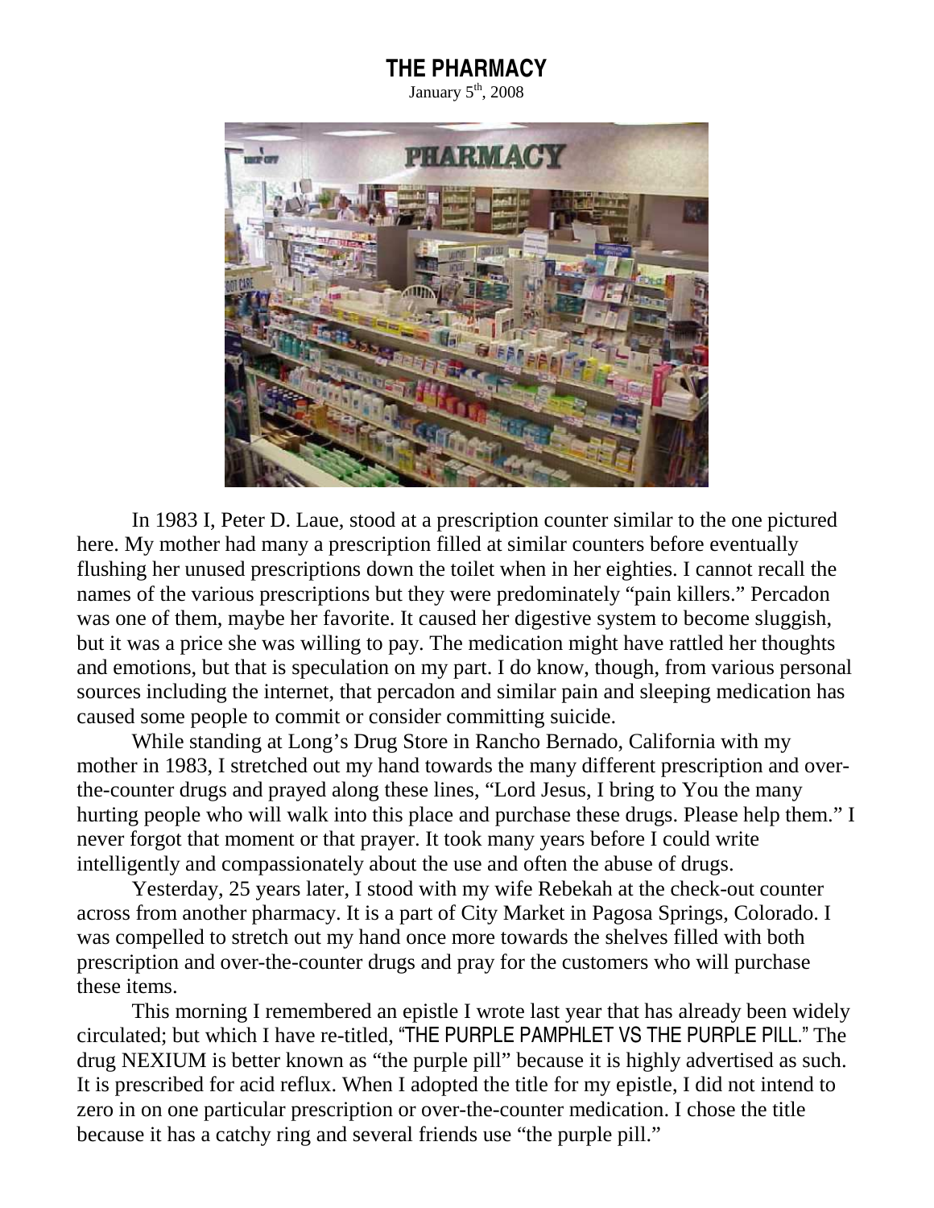# THE PHARMACY

January 5th, 2008

In 1983 I, Peter D. Laue, stood at a prescription counter similar to the one pictured here. My mother had many a prescription filled at similar counters before eventually flushing her unused prescriptions down the toilet when in her eighties. I cannot recall the names of the various prescriptions but they were predominately "pain killers." Percadon was one of them, maybe her favorite. It caused her digestive system to become sluggish, but it was a price she was willing to pay. The medication might have rattled her thoughts and emotions, but that is speculation on my part. I do know, though, from various personal sources including the internet, that percadon and similar pain and sleeping medication has caused some people to commit or consider committing suicide.

While standing at Long's Drug Store in Rancho Bernado, California with my mother in 1983, I stretched out my hand towards the many different prescription and over-the-counter drugs and prayed along these lines, "Lord Jesus, I bring to You the many hurting people who will walk into this place and purchase these drugs. Please help them." I never forgot that moment or that prayer. It took many years before I could write intelligently and compassionately about the use and often the abuse of drugs.

Yesterday, 25 years later, I stood with my wife Rebekah at the check-out counter across from another pharmacy. It is a part of City Market in Pagosa Springs, Colorado. I was compelled to stretch out my hand once more towards the shelves filled with both prescription and over-the-counter drugs and pray for the customers who will purchase these items.

This morning I remembered an epistle I wrote last year that has already been widely circulated; but which I have re-titled, "THE PURPLE PAMPHLET VS THE PURPLE PILL." The drug NEXIUM is better known as "the purple pill" because it is highly advertised as such. It is prescribed for acid reflux. When I adopted the title for my epistle, I did not intend to zero in on one particular prescription or over-the-counter medication. I chose the title because it has a catchy ring and several friends use "the purple pill."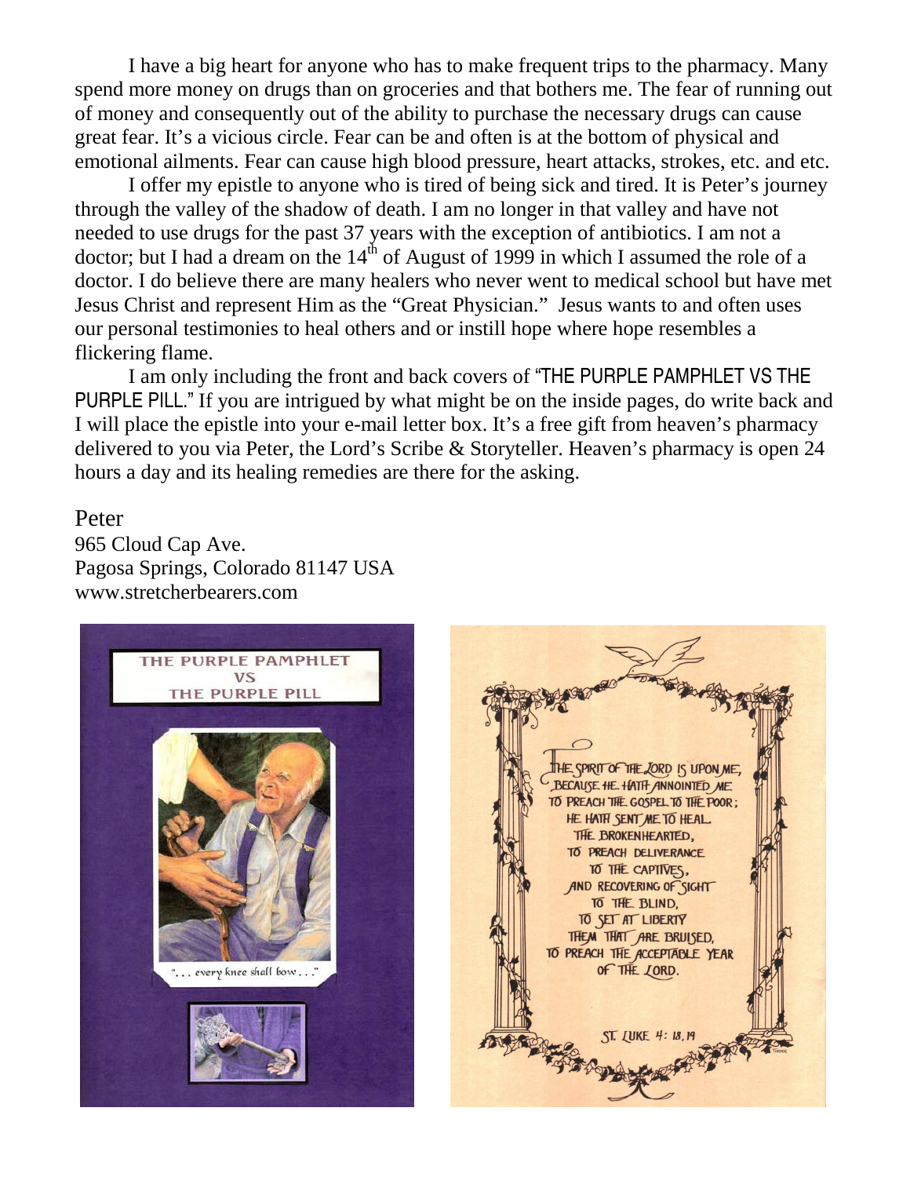I have a big heart for anyone who has to make frequent trips to the pharmacy. Many spend more money on drugs than on groceries and that bothers me. The fear of running out of money and consequently out of the ability to purchase the necessary drugs can cause great fear. It's a vicious circle. Fear can be and often is at the bottom of physical and emotional ailments. Fear can cause high blood pressure, heart attacks, strokes, etc. and etc.

I offer my epistle to anyone who is tired of being sick and tired. It is Peter's journey through the valley of the shadow of death. I am no longer in that valley and have not needed to use drugs for the past 37 years with the exception of antibiotics. I am not a doctor; but I had a dream on the 14th of August of 1999 in which I assumed the role of a doctor. I do believe there are many healers who never went to medical school but have met Jesus Christ and represent Him as the "Great Physician." Jesus wants to and often uses our personal testimonies to heal others and or instill hope where hope resembles a flickering flame.

I am only including the front and back covers of "THE PURPLE PAMPHLET VS THE PURPLE PILL." If you are intrigued by what might be on the inside pages, do write back and I will place the epistle into your e-mail letter box. It's a free gift from heaven's pharmacy delivered to you via Peter, the Lord's Scribe & Storyteller. Heaven's pharmacy is open 24 hours a day and its healing remedies are there for the asking.

Peter
965 Cloud Cap Ave.
Pagosa Springs, Colorado 81147 USA
www.stretcherbearers.com

THE PURPLE PAMPHLET
VS
THE PURPLE PILL

"... every knee shall bow ..."

THE SPIRIT OF THE LORD IS UPON ME,
BECAUSE HE HATH ANNOINTED ME
TO PREACH THE GOSPEL TO THE POOR;
HE HATH SENT ME TO HEAL
THE BROKENHEARTED,
TO PREACH DELIVERANCE
TO THE CAPTIVES,
AND RECOVERING OF SIGHT
TO THE BLIND,
TO SET AT LIBERTY
THEM THAT ARE BRUISED,
TO PREACH THE ACCEPTABLE YEAR
OF THE LORD.

ST. LUKE 4: 18, 19